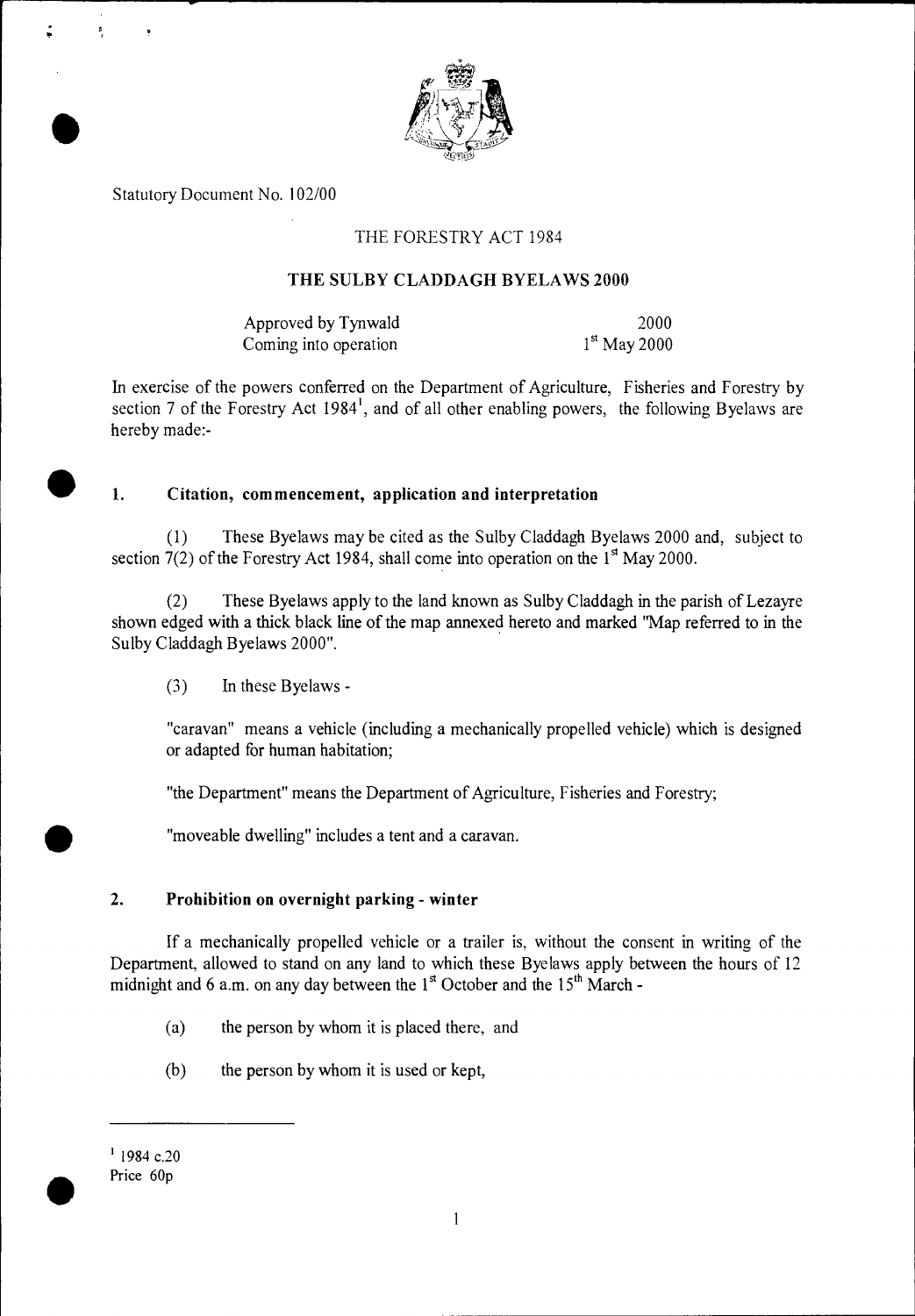Statutory Document No. 102/00

THE FORESTRY ACT 1984

**THE SULBY CLADDAGH BYELAWS 2000**

| | |
|---|---|
| Approved by Tynwald | 2000 |
| Coming into operation | 1st May 2000 |

In exercise of the powers conferred on the Department of Agriculture, Fisheries and Forestry by section 7 of the Forestry Act 1984[1], and of all other enabling powers, the following Byelaws are hereby made:-

## 1. Citation, commencement, application and interpretation

(1) These Byelaws may be cited as the Sulby Claddagh Byelaws 2000 and, subject to section 7(2) of the Forestry Act 1984, shall come into operation on the 1st May 2000.

(2) These Byelaws apply to the land known as Sulby Claddagh in the parish of Lezayre shown edged with a thick black line of the map annexed hereto and marked "Map referred to in the Sulby Claddagh Byelaws 2000".

(3) In these Byelaws -

"caravan" means a vehicle (including a mechanically propelled vehicle) which is designed or adapted for human habitation;

"the Department" means the Department of Agriculture, Fisheries and Forestry;

"moveable dwelling" includes a tent and a caravan.

## 2. Prohibition on overnight parking - winter

If a mechanically propelled vehicle or a trailer is, without the consent in writing of the Department, allowed to stand on any land to which these Byelaws apply between the hours of 12 midnight and 6 a.m. on any day between the 1st October and the 15th March -

(a) the person by whom it is placed there, and

(b) the person by whom it is used or kept,

---

[1] 1984 c.20

Price 60p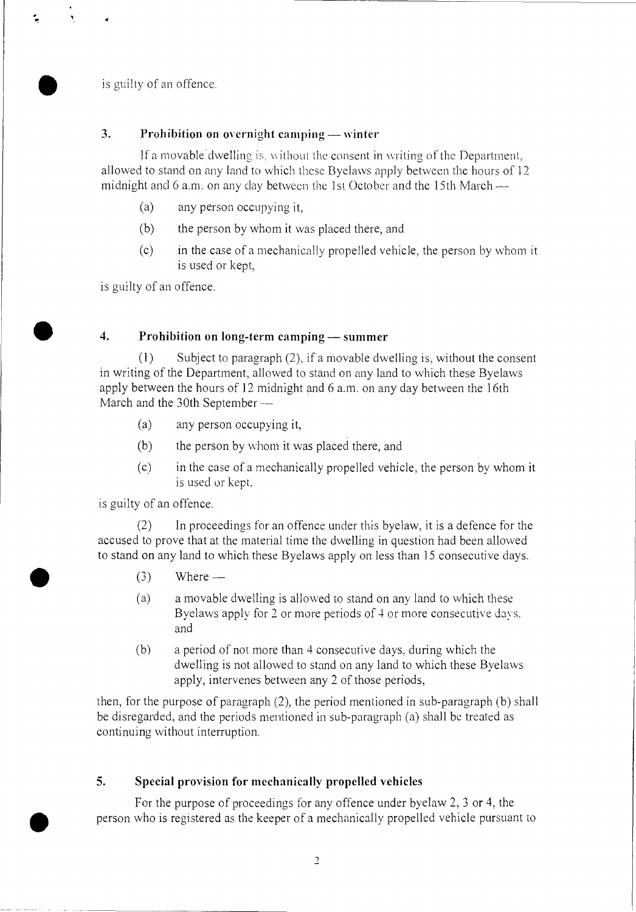is guilty of an offence.

### 3. Prohibition on overnight camping — winter

If a movable dwelling is, without the consent in writing of the Department, allowed to stand on any land to which these Byelaws apply between the hours of 12 midnight and 6 a.m. on any day between the 1st October and the 15th March —

(a) any person occupying it,

(b) the person by whom it was placed there, and

(c) in the case of a mechanically propelled vehicle, the person by whom it is used or kept,

is guilty of an offence.

### 4. Prohibition on long-term camping — summer

(1) Subject to paragraph (2), if a movable dwelling is, without the consent in writing of the Department, allowed to stand on any land to which these Byelaws apply between the hours of 12 midnight and 6 a.m. on any day between the 16th March and the 30th September —

(a) any person occupying it,

(b) the person by whom it was placed there, and

(c) in the case of a mechanically propelled vehicle, the person by whom it is used or kept,

is guilty of an offence.

(2) In proceedings for an offence under this byelaw, it is a defence for the accused to prove that at the material time the dwelling in question had been allowed to stand on any land to which these Byelaws apply on less than 15 consecutive days.

(3) Where —

(a) a movable dwelling is allowed to stand on any land to which these Byelaws apply for 2 or more periods of 4 or more consecutive days, and

(b) a period of not more than 4 consecutive days, during which the dwelling is not allowed to stand on any land to which these Byelaws apply, intervenes between any 2 of those periods,

then, for the purpose of paragraph (2), the period mentioned in sub-paragraph (b) shall be disregarded, and the periods mentioned in sub-paragraph (a) shall be treated as continuing without interruption.

### 5. Special provision for mechanically propelled vehicles

For the purpose of proceedings for any offence under byelaw 2, 3 or 4, the person who is registered as the keeper of a mechanically propelled vehicle pursuant to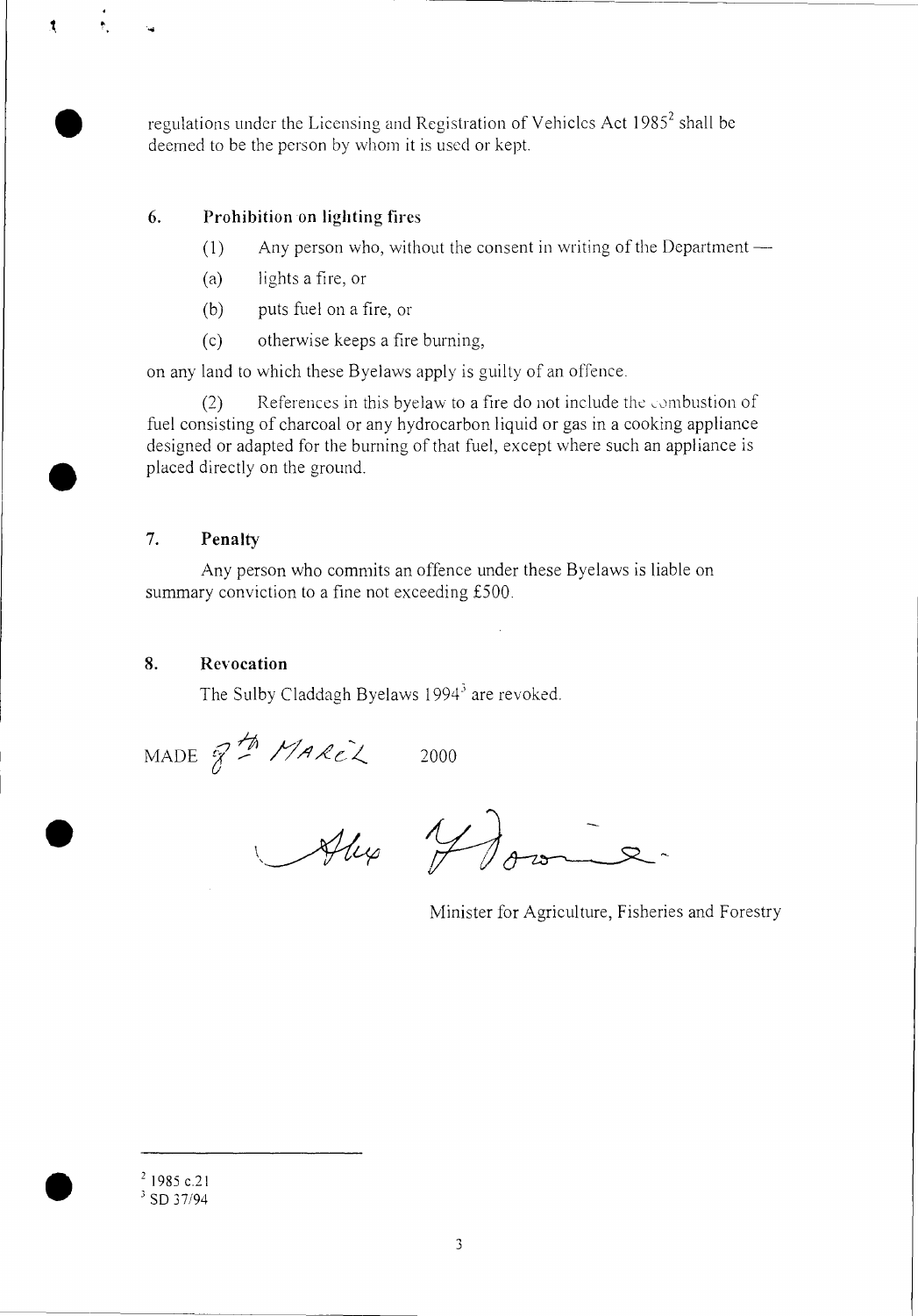regulations under the Licensing and Registration of Vehicles Act 1985[2] shall be deemed to be the person by whom it is used or kept.

## 6. Prohibition on lighting fires

(1) Any person who, without the consent in writing of the Department —

(a) lights a fire, or

(b) puts fuel on a fire, or

(c) otherwise keeps a fire burning,

on any land to which these Byelaws apply is guilty of an offence.

(2) References in this byelaw to a fire do not include the combustion of fuel consisting of charcoal or any hydrocarbon liquid or gas in a cooking appliance designed or adapted for the burning of that fuel, except where such an appliance is placed directly on the ground.

## 7. Penalty

Any person who commits an offence under these Byelaws is liable on summary conviction to a fine not exceeding £500.

## 8. Revocation

The Sulby Claddagh Byelaws 1994[3] are revoked.

MADE 8th MARCH 2000

Alex Downie

Minister for Agriculture, Fisheries and Forestry

---

[2] 1985 c.21

[3] SD 37/94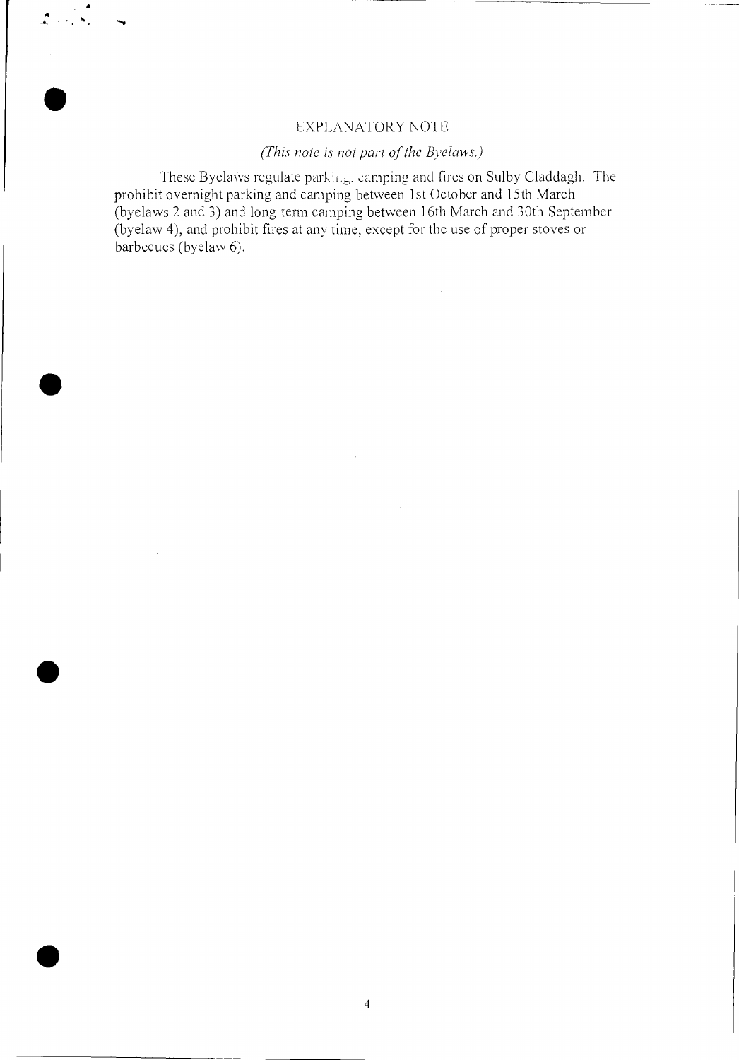## EXPLANATORY NOTE

*(This note is not part of the Byelaws.)*

These Byelaws regulate parking, camping and fires on Sulby Claddagh. The prohibit overnight parking and camping between 1st October and 15th March (byelaws 2 and 3) and long-term camping between 16th March and 30th September (byelaw 4), and prohibit fires at any time, except for the use of proper stoves or barbecues (byelaw 6).